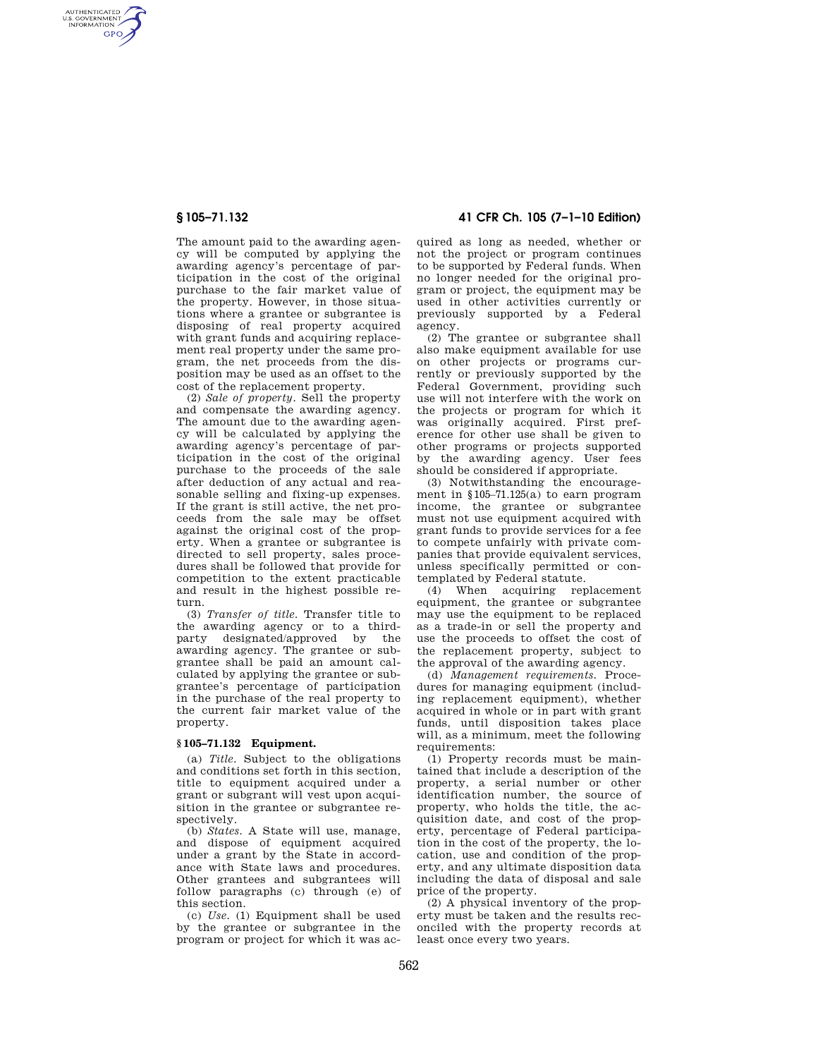The amount paid to the awarding agency will be computed by applying the awarding agency's percentage of participation in the cost of the original purchase to the fair market value of the property. However, in those situations where a grantee or subgrantee is disposing of real property acquired with grant funds and acquiring replacement real property under the same program, the net proceeds from the disposition may be used as an offset to the cost of the replacement property.

(2) *Sale of property.* Sell the property and compensate the awarding agency. The amount due to the awarding agency will be calculated by applying the awarding agency's percentage of participation in the cost of the original purchase to the proceeds of the sale after deduction of any actual and reasonable selling and fixing-up expenses. If the grant is still active, the net proceeds from the sale may be offset against the original cost of the property. When a grantee or subgrantee is directed to sell property, sales procedures shall be followed that provide for competition to the extent practicable and result in the highest possible return.

(3) *Transfer of title.* Transfer title to the awarding agency or to a third-party designated/approved by the awarding agency. The grantee or subgrantee shall be paid an amount calculated by applying the grantee or subgrantee's percentage of participation in the purchase of the real property to the current fair market value of the property.

### § 105–71.132 Equipment.

(a) *Title.* Subject to the obligations and conditions set forth in this section, title to equipment acquired under a grant or subgrant will vest upon acquisition in the grantee or subgrantee respectively.

(b) *States.* A State will use, manage, and dispose of equipment acquired under a grant by the State in accordance with State laws and procedures. Other grantees and subgrantees will follow paragraphs (c) through (e) of this section.

(c) *Use.* (1) Equipment shall be used by the grantee or subgrantee in the program or project for which it was acquired as long as needed, whether or not the project or program continues to be supported by Federal funds. When no longer needed for the original program or project, the equipment may be used in other activities currently or previously supported by a Federal agency.

(2) The grantee or subgrantee shall also make equipment available for use on other projects or programs currently or previously supported by the Federal Government, providing such use will not interfere with the work on the projects or program for which it was originally acquired. First preference for other use shall be given to other programs or projects supported by the awarding agency. User fees should be considered if appropriate.

(3) Notwithstanding the encouragement in §105–71.125(a) to earn program income, the grantee or subgrantee must not use equipment acquired with grant funds to provide services for a fee to compete unfairly with private companies that provide equivalent services, unless specifically permitted or contemplated by Federal statute.

(4) When acquiring replacement equipment, the grantee or subgrantee may use the equipment to be replaced as a trade-in or sell the property and use the proceeds to offset the cost of the replacement property, subject to the approval of the awarding agency.

(d) *Management requirements.* Procedures for managing equipment (including replacement equipment), whether acquired in whole or in part with grant funds, until disposition takes place will, as a minimum, meet the following requirements:

(1) Property records must be maintained that include a description of the property, a serial number or other identification number, the source of property, who holds the title, the acquisition date, and cost of the property, percentage of Federal participation in the cost of the property, the location, use and condition of the property, and any ultimate disposition data including the data of disposal and sale price of the property.

(2) A physical inventory of the property must be taken and the results reconciled with the property records at least once every two years.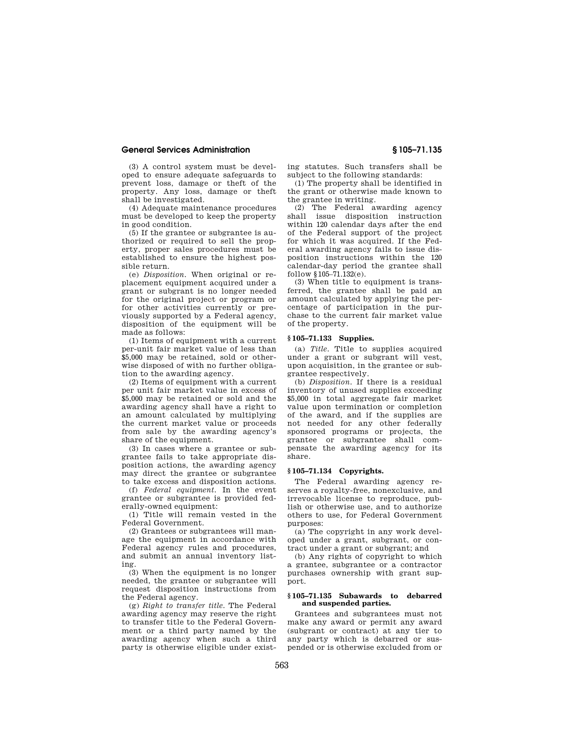(3) A control system must be developed to ensure adequate safeguards to prevent loss, damage or theft of the property. Any loss, damage or theft shall be investigated.

(4) Adequate maintenance procedures must be developed to keep the property in good condition.

(5) If the grantee or subgrantee is authorized or required to sell the property, proper sales procedures must be established to ensure the highest possible return.

(e) *Disposition.* When original or replacement equipment acquired under a grant or subgrant is no longer needed for the original project or program or for other activities currently or previously supported by a Federal agency, disposition of the equipment will be made as follows:

(1) Items of equipment with a current per-unit fair market value of less than $5,000 may be retained, sold or otherwise disposed of with no further obligation to the awarding agency.

(2) Items of equipment with a current per unit fair market value in excess of $5,000 may be retained or sold and the awarding agency shall have a right to an amount calculated by multiplying the current market value or proceeds from sale by the awarding agency's share of the equipment.

(3) In cases where a grantee or subgrantee fails to take appropriate disposition actions, the awarding agency may direct the grantee or subgrantee to take excess and disposition actions.

(f) *Federal equipment.* In the event grantee or subgrantee is provided federally-owned equipment:

(1) Title will remain vested in the Federal Government.

(2) Grantees or subgrantees will manage the equipment in accordance with Federal agency rules and procedures, and submit an annual inventory listing.

(3) When the equipment is no longer needed, the grantee or subgrantee will request disposition instructions from the Federal agency.

(g) *Right to transfer title.* The Federal awarding agency may reserve the right to transfer title to the Federal Government or a third party named by the awarding agency when such a third party is otherwise eligible under existing statutes. Such transfers shall be subject to the following standards:

(1) The property shall be identified in the grant or otherwise made known to the grantee in writing.

(2) The Federal awarding agency shall issue disposition instruction within 120 calendar days after the end of the Federal support of the project for which it was acquired. If the Federal awarding agency fails to issue disposition instructions within the 120 calendar-day period the grantee shall follow §105–71.132(e).

(3) When title to equipment is transferred, the grantee shall be paid an amount calculated by applying the percentage of participation in the purchase to the current fair market value of the property.

### §105–71.133 Supplies.

(a) *Title.* Title to supplies acquired under a grant or subgrant will vest, upon acquisition, in the grantee or subgrantee respectively.

(b) *Disposition.* If there is a residual inventory of unused supplies exceeding $5,000 in total aggregate fair market value upon termination or completion of the award, and if the supplies are not needed for any other federally sponsored programs or projects, the grantee or subgrantee shall compensate the awarding agency for its share.

### §105–71.134 Copyrights.

The Federal awarding agency reserves a royalty-free, nonexclusive, and irrevocable license to reproduce, publish or otherwise use, and to authorize others to use, for Federal Government purposes:

(a) The copyright in any work developed under a grant, subgrant, or contract under a grant or subgrant; and

(b) Any rights of copyright to which a grantee, subgrantee or a contractor purchases ownership with grant support.

### §105–71.135 Subawards to debarred and suspended parties.

Grantees and subgrantees must not make any award or permit any award (subgrant or contract) at any tier to any party which is debarred or suspended or is otherwise excluded from or